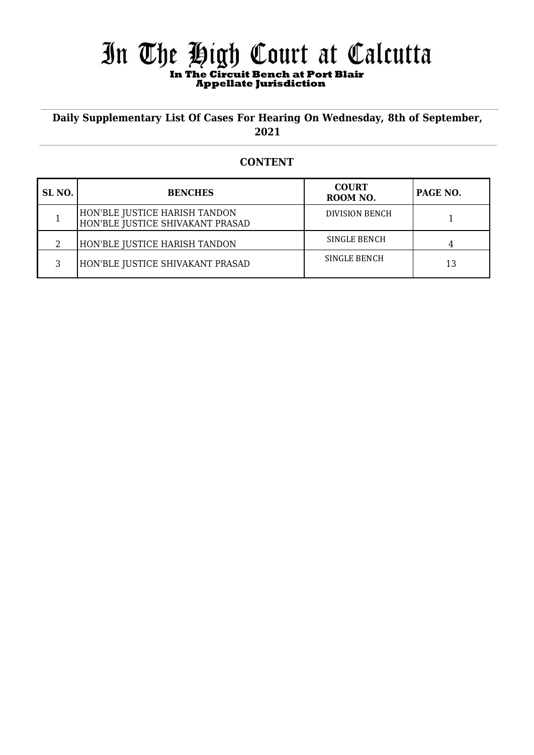# In The High Court at Calcutta

### In The Circuit Bench at Port Blair
### Appellate Jurisdiction

**Daily Supplementary List Of Cases For Hearing On Wednesday, 8th of September, 2021**

## CONTENT

| SL NO. | BENCHES | COURT ROOM NO. | PAGE NO. |
|---|---|---|---|
| 1 | HON'BLE JUSTICE HARISH TANDON<br>HON'BLE JUSTICE SHIVAKANT PRASAD | DIVISION BENCH | 1 |
| 2 | HON'BLE JUSTICE HARISH TANDON | SINGLE BENCH | 4 |
| 3 | HON'BLE JUSTICE SHIVAKANT PRASAD | SINGLE BENCH | 13 |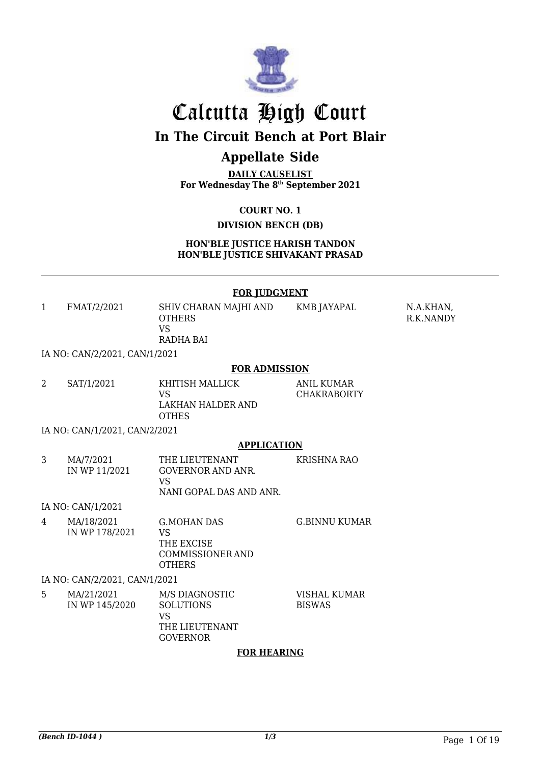# Calcutta High Court

## In The Circuit Bench at Port Blair

## Appellate Side

**DAILY CAUSELIST**
**For Wednesday The 8th September 2021**

**COURT NO. 1**

**DIVISION BENCH (DB)**

**HON'BLE JUSTICE HARISH TANDON**
**HON'BLE JUSTICE SHIVAKANT PRASAD**

---

**FOR JUDGMENT**

| | | | | |
|---|---|---|---|---|
| 1 | FMAT/2/2021 | SHIV CHARAN MAJHI AND OTHERS VS RADHA BAI | KMB JAYAPAL | N.A.KHAN, R.K.NANDY |

IA NO: CAN/2/2021, CAN/1/2021

**FOR ADMISSION**

| | | | |
|---|---|---|---|
| 2 | SAT/1/2021 | KHITISH MALLICK VS LAKHAN HALDER AND OTHES | ANIL KUMAR CHAKRABORTY |

IA NO: CAN/1/2021, CAN/2/2021

**APPLICATION**

| | | | |
|---|---|---|---|
| 3 | MA/7/2021 IN WP 11/2021 | THE LIEUTENANT GOVERNOR AND ANR. VS NANI GOPAL DAS AND ANR. | KRISHNA RAO |

IA NO: CAN/1/2021

| | | | |
|---|---|---|---|
| 4 | MA/18/2021 IN WP 178/2021 | G.MOHAN DAS VS THE EXCISE COMMISSIONER AND OTHERS | G.BINNU KUMAR |

IA NO: CAN/2/2021, CAN/1/2021

| | | | |
|---|---|---|---|
| 5 | MA/21/2021 IN WP 145/2020 | M/S DIAGNOSTIC SOLUTIONS VS THE LIEUTENANT GOVERNOR | VISHAL KUMAR BISWAS |

**FOR HEARING**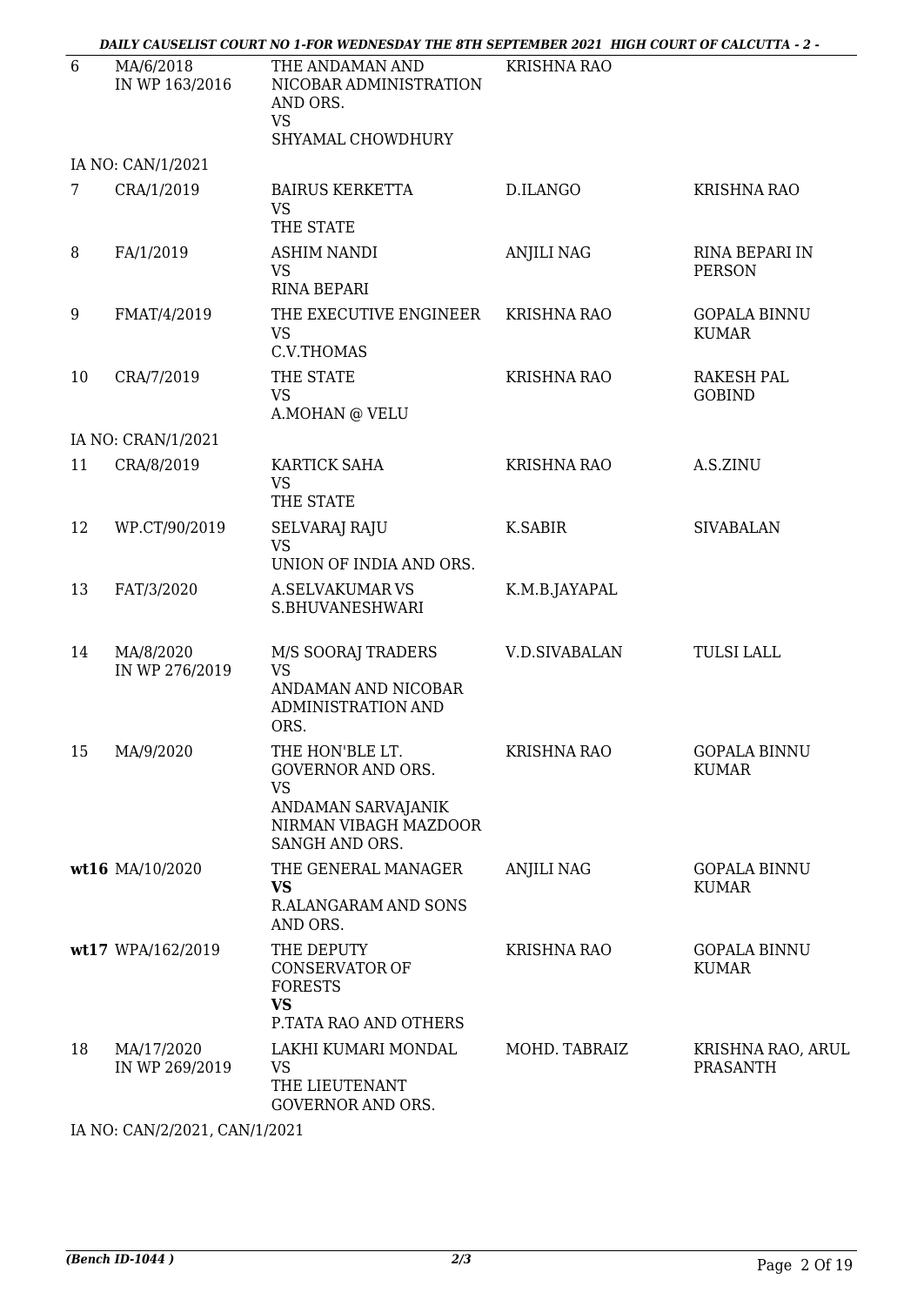| | | | | |
|---|---|---|---|---|
| 6 | MA/6/2018 IN WP 163/2016 | THE ANDAMAN AND NICOBAR ADMINISTRATION AND ORS. VS SHYAMAL CHOWDHURY | KRISHNA RAO | |
| | IA NO: CAN/1/2021 | | | |
| 7 | CRA/1/2019 | BAIRUS KERKETTA VS THE STATE | D.ILANGO | KRISHNA RAO |
| 8 | FA/1/2019 | ASHIM NANDI VS RINA BEPARI | ANJILI NAG | RINA BEPARI IN PERSON |
| 9 | FMAT/4/2019 | THE EXECUTIVE ENGINEER VS C.V.THOMAS | KRISHNA RAO | GOPALA BINNU KUMAR |
| 10 | CRA/7/2019 | THE STATE VS A.MOHAN @ VELU | KRISHNA RAO | RAKESH PAL GOBIND |
| | IA NO: CRAN/1/2021 | | | |
| 11 | CRA/8/2019 | KARTICK SAHA VS THE STATE | KRISHNA RAO | A.S.ZINU |
| 12 | WP.CT/90/2019 | SELVARAJ RAJU VS UNION OF INDIA AND ORS. | K.SABIR | SIVABALAN |
| 13 | FAT/3/2020 | A.SELVAKUMAR VS S.BHUVANESHWARI | K.M.B.JAYAPAL | |
| 14 | MA/8/2020 IN WP 276/2019 | M/S SOORAJ TRADERS VS ANDAMAN AND NICOBAR ADMINISTRATION AND ORS. | V.D.SIVABALAN | TULSI LALL |
| 15 | MA/9/2020 | THE HON'BLE LT. GOVERNOR AND ORS. VS ANDAMAN SARVAJANIK NIRMAN VIBAGH MAZDOOR SANGH AND ORS. | KRISHNA RAO | GOPALA BINNU KUMAR |
| **wt16** | MA/10/2020 | THE GENERAL MANAGER **VS** R.ALANGARAM AND SONS AND ORS. | ANJILI NAG | GOPALA BINNU KUMAR |
| **wt17** | WPA/162/2019 | THE DEPUTY CONSERVATOR OF FORESTS **VS** P.TATA RAO AND OTHERS | KRISHNA RAO | GOPALA BINNU KUMAR |
| 18 | MA/17/2020 IN WP 269/2019 | LAKHI KUMARI MONDAL VS THE LIEUTENANT GOVERNOR AND ORS. | MOHD. TABRAIZ | KRISHNA RAO, ARUL PRASANTH |
| | IA NO: CAN/2/2021, CAN/1/2021 | | | |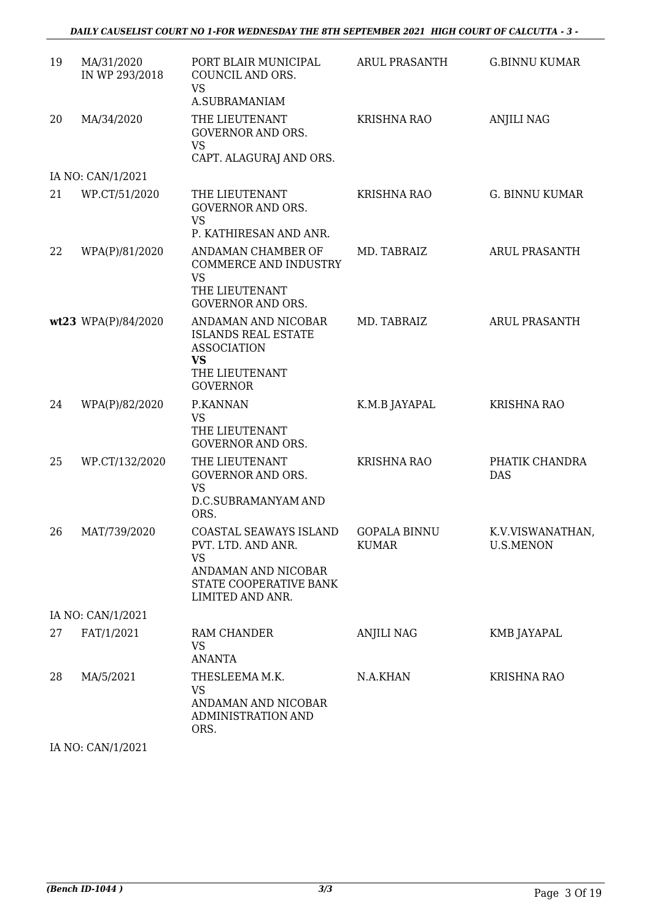| | | | | |
|---|---|---|---|---|
| 19 | MA/31/2020 IN WP 293/2018 | PORT BLAIR MUNICIPAL COUNCIL AND ORS. VS A.SUBRAMANIAM | ARUL PRASANTH | G.BINNU KUMAR |
| 20 | MA/34/2020 | THE LIEUTENANT GOVERNOR AND ORS. VS CAPT. ALAGURAJ AND ORS. | KRISHNA RAO | ANJILI NAG |
| | IA NO: CAN/1/2021 | | | |
| 21 | WP.CT/51/2020 | THE LIEUTENANT GOVERNOR AND ORS. VS P. KATHIRESAN AND ANR. | KRISHNA RAO | G. BINNU KUMAR |
| 22 | WPA(P)/81/2020 | ANDAMAN CHAMBER OF COMMERCE AND INDUSTRY VS THE LIEUTENANT GOVERNOR AND ORS. | MD. TABRAIZ | ARUL PRASANTH |
| **wt23** | WPA(P)/84/2020 | ANDAMAN AND NICOBAR ISLANDS REAL ESTATE ASSOCIATION **VS** THE LIEUTENANT GOVERNOR | MD. TABRAIZ | ARUL PRASANTH |
| 24 | WPA(P)/82/2020 | P.KANNAN VS THE LIEUTENANT GOVERNOR AND ORS. | K.M.B JAYAPAL | KRISHNA RAO |
| 25 | WP.CT/132/2020 | THE LIEUTENANT GOVERNOR AND ORS. VS D.C.SUBRAMANYAM AND ORS. | KRISHNA RAO | PHATIK CHANDRA DAS |
| 26 | MAT/739/2020 | COASTAL SEAWAYS ISLAND PVT. LTD. AND ANR. VS ANDAMAN AND NICOBAR STATE COOPERATIVE BANK LIMITED AND ANR. | GOPALA BINNU KUMAR | K.V.VISWANATHAN, U.S.MENON |
| | IA NO: CAN/1/2021 | | | |
| 27 | FAT/1/2021 | RAM CHANDER VS ANANTA | ANJILI NAG | KMB JAYAPAL |
| 28 | MA/5/2021 | THESLEEMA M.K. VS ANDAMAN AND NICOBAR ADMINISTRATION AND ORS. | N.A.KHAN | KRISHNA RAO |
| | IA NO: CAN/1/2021 | | | |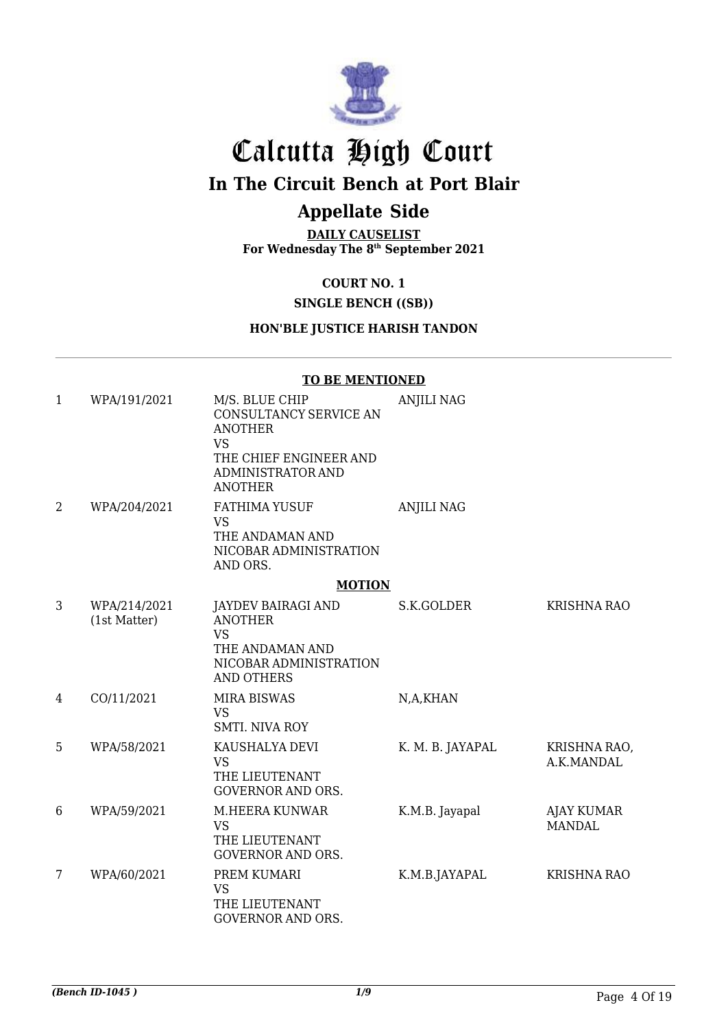# Calcutta High Court

## In The Circuit Bench at Port Blair

## Appellate Side

**DAILY CAUSELIST**
**For Wednesday The 8th September 2021**

**COURT NO. 1**

**SINGLE BENCH ((SB))**

**HON'BLE JUSTICE HARISH TANDON**

**TO BE MENTIONED**

| | | | | |
|---|---|---|---|---|
| 1 | WPA/191/2021 | M/S. BLUE CHIP CONSULTANCY SERVICE AN ANOTHER VS THE CHIEF ENGINEER AND ADMINISTRATOR AND ANOTHER | ANJILI NAG | |
| 2 | WPA/204/2021 | FATHIMA YUSUF VS THE ANDAMAN AND NICOBAR ADMINISTRATION AND ORS. | ANJILI NAG | |

**MOTION**

| | | | | |
|---|---|---|---|---|
| 3 | WPA/214/2021 (1st Matter) | JAYDEV BAIRAGI AND ANOTHER VS THE ANDAMAN AND NICOBAR ADMINISTRATION AND OTHERS | S.K.GOLDER | KRISHNA RAO |
| 4 | CO/11/2021 | MIRA BISWAS VS SMTI. NIVA ROY | N,A,KHAN | |
| 5 | WPA/58/2021 | KAUSHALYA DEVI VS THE LIEUTENANT GOVERNOR AND ORS. | K. M. B. JAYAPAL | KRISHNA RAO, A.K.MANDAL |
| 6 | WPA/59/2021 | M.HEERA KUNWAR VS THE LIEUTENANT GOVERNOR AND ORS. | K.M.B. Jayapal | AJAY KUMAR MANDAL |
| 7 | WPA/60/2021 | PREM KUMARI VS THE LIEUTENANT GOVERNOR AND ORS. | K.M.B.JAYAPAL | KRISHNA RAO |

*(Bench ID-1045 )* 1/9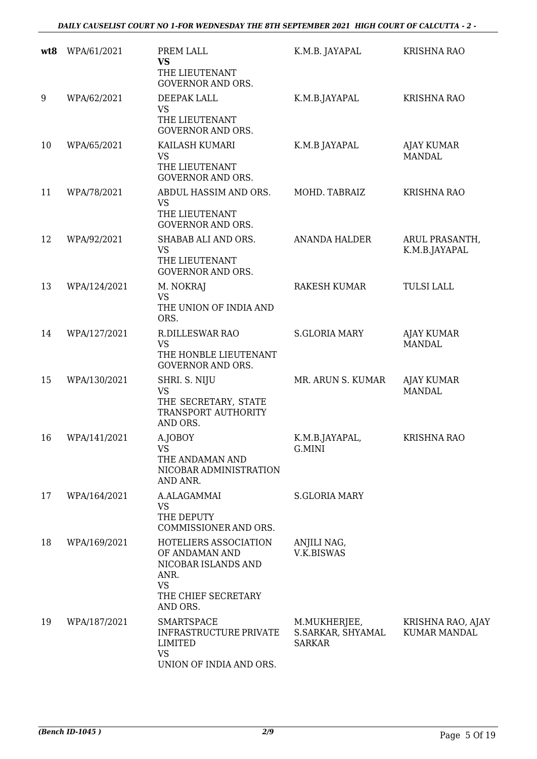| | | | | |
|---|---|---|---|---|
| **wt8** | WPA/61/2021 | PREM LALL<br>**VS**<br>THE LIEUTENANT GOVERNOR AND ORS. | K.M.B. JAYAPAL | KRISHNA RAO |
| 9 | WPA/62/2021 | DEEPAK LALL<br>VS<br>THE LIEUTENANT GOVERNOR AND ORS. | K.M.B.JAYAPAL | KRISHNA RAO |
| 10 | WPA/65/2021 | KAILASH KUMARI<br>VS<br>THE LIEUTENANT GOVERNOR AND ORS. | K.M.B JAYAPAL | AJAY KUMAR MANDAL |
| 11 | WPA/78/2021 | ABDUL HASSIM AND ORS.<br>VS<br>THE LIEUTENANT GOVERNOR AND ORS. | MOHD. TABRAIZ | KRISHNA RAO |
| 12 | WPA/92/2021 | SHABAB ALI AND ORS.<br>VS<br>THE LIEUTENANT GOVERNOR AND ORS. | ANANDA HALDER | ARUL PRASANTH, K.M.B.JAYAPAL |
| 13 | WPA/124/2021 | M. NOKRAJ<br>VS<br>THE UNION OF INDIA AND ORS. | RAKESH KUMAR | TULSI LALL |
| 14 | WPA/127/2021 | R.DILLESWAR RAO<br>VS<br>THE HONBLE LIEUTENANT GOVERNOR AND ORS. | S.GLORIA MARY | AJAY KUMAR MANDAL |
| 15 | WPA/130/2021 | SHRI. S. NIJU<br>VS<br>THE SECRETARY, STATE TRANSPORT AUTHORITY AND ORS. | MR. ARUN S. KUMAR | AJAY KUMAR MANDAL |
| 16 | WPA/141/2021 | A.JOBOY<br>VS<br>THE ANDAMAN AND NICOBAR ADMINISTRATION AND ANR. | K.M.B.JAYAPAL, G.MINI | KRISHNA RAO |
| 17 | WPA/164/2021 | A.ALAGAMMAI<br>VS<br>THE DEPUTY COMMISSIONER AND ORS. | S.GLORIA MARY | |
| 18 | WPA/169/2021 | HOTELIERS ASSOCIATION OF ANDAMAN AND NICOBAR ISLANDS AND ANR.<br>VS<br>THE CHIEF SECRETARY AND ORS. | ANJILI NAG, V.K.BISWAS | |
| 19 | WPA/187/2021 | SMARTSPACE INFRASTRUCTURE PRIVATE LIMITED<br>VS<br>UNION OF INDIA AND ORS. | M.MUKHERJEE, S.SARKAR, SHYAMAL SARKAR | KRISHNA RAO, AJAY KUMAR MANDAL |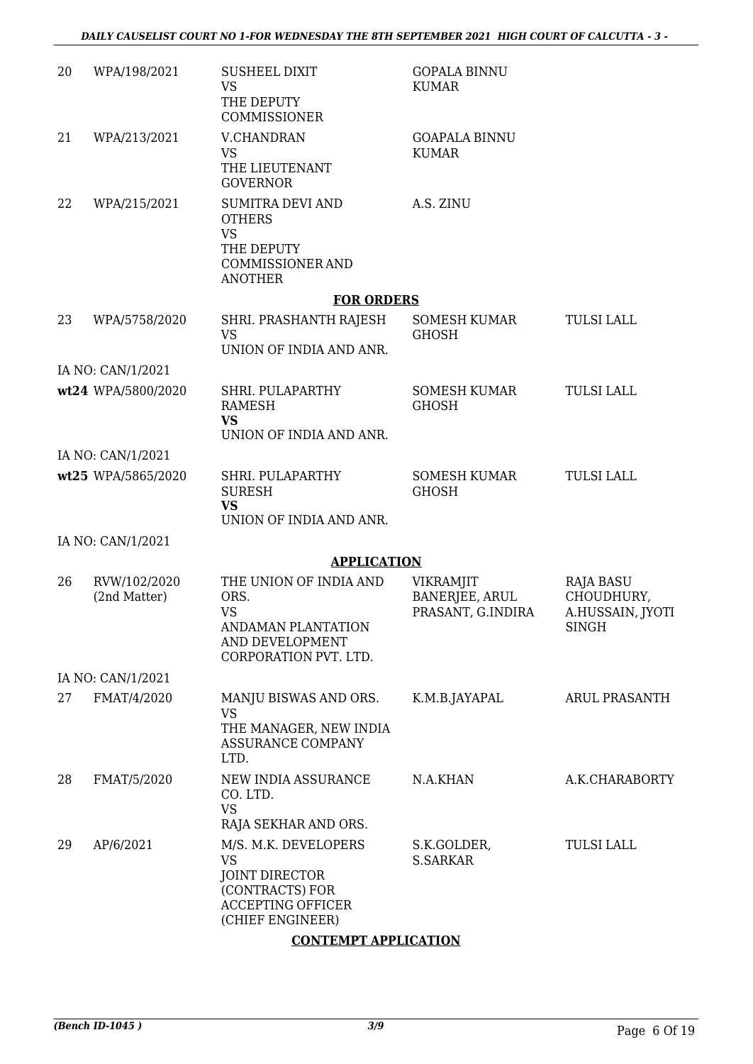| | | | | |
|---|---|---|---|---|
| 20 | WPA/198/2021 | SUSHEEL DIXIT<br>VS<br>THE DEPUTY COMMISSIONER | GOPALA BINNU KUMAR | |
| 21 | WPA/213/2021 | V.CHANDRAN<br>VS<br>THE LIEUTENANT GOVERNOR | GOAPALA BINNU KUMAR | |
| 22 | WPA/215/2021 | SUMITRA DEVI AND OTHERS<br>VS<br>THE DEPUTY COMMISSIONER AND ANOTHER | A.S. ZINU | |

**FOR ORDERS**

| | | | | |
|---|---|---|---|---|
| 23 | WPA/5758/2020 | SHRI. PRASHANTH RAJESH<br>VS<br>UNION OF INDIA AND ANR. | SOMESH KUMAR GHOSH | TULSI LALL |
| | IA NO: CAN/1/2021 | | | |
| **wt24** | WPA/5800/2020 | SHRI. PULAPARTHY RAMESH<br>**VS**<br>UNION OF INDIA AND ANR. | SOMESH KUMAR GHOSH | TULSI LALL |
| | IA NO: CAN/1/2021 | | | |
| **wt25** | WPA/5865/2020 | SHRI. PULAPARTHY SURESH<br>**VS**<br>UNION OF INDIA AND ANR. | SOMESH KUMAR GHOSH | TULSI LALL |
| | IA NO: CAN/1/2021 | | | |

**APPLICATION**

| | | | | |
|---|---|---|---|---|
| 26 | RVW/102/2020<br>(2nd Matter) | THE UNION OF INDIA AND ORS.<br>VS<br>ANDAMAN PLANTATION AND DEVELOPMENT CORPORATION PVT. LTD. | VIKRAMJIT BANERJEE, ARUL PRASANT, G.INDIRA | RAJA BASU CHOUDHURY, A.HUSSAIN, JYOTI SINGH |
| | IA NO: CAN/1/2021 | | | |
| 27 | FMAT/4/2020 | MANJU BISWAS AND ORS.<br>VS<br>THE MANAGER, NEW INDIA ASSURANCE COMPANY LTD. | K.M.B.JAYAPAL | ARUL PRASANTH |
| 28 | FMAT/5/2020 | NEW INDIA ASSURANCE CO. LTD.<br>VS<br>RAJA SEKHAR AND ORS. | N.A.KHAN | A.K.CHARABORTY |
| 29 | AP/6/2021 | M/S. M.K. DEVELOPERS<br>VS<br>JOINT DIRECTOR (CONTRACTS) FOR ACCEPTING OFFICER (CHIEF ENGINEER) | S.K.GOLDER, S.SARKAR | TULSI LALL |

**CONTEMPT APPLICATION**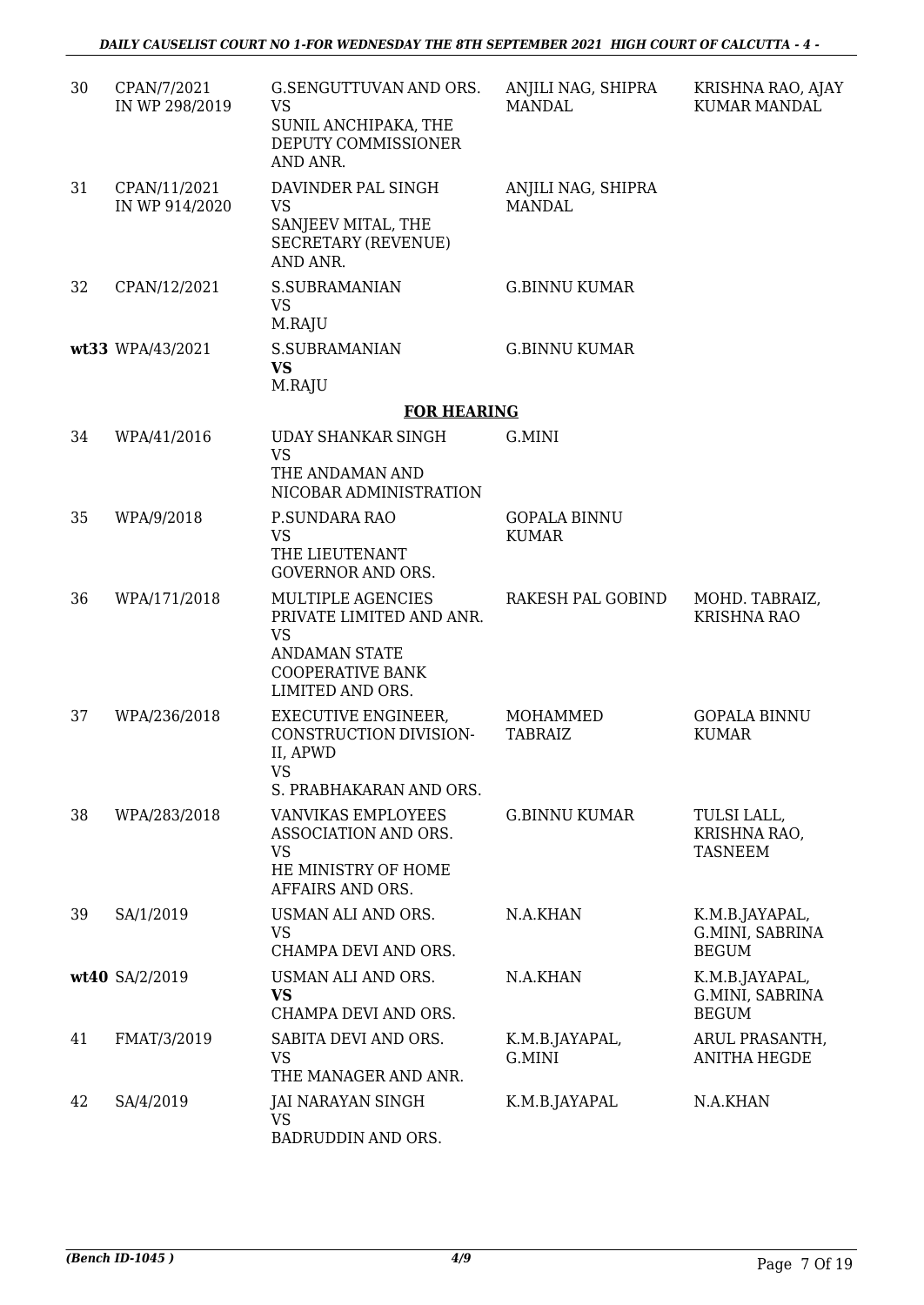| | | | | |
|---|---|---|---|---|
| 30 | CPAN/7/2021 IN WP 298/2019 | G.SENGUTTUVAN AND ORS. VS SUNIL ANCHIPAKA, THE DEPUTY COMMISSIONER AND ANR. | ANJILI NAG, SHIPRA MANDAL | KRISHNA RAO, AJAY KUMAR MANDAL |
| 31 | CPAN/11/2021 IN WP 914/2020 | DAVINDER PAL SINGH VS SANJEEV MITAL, THE SECRETARY (REVENUE) AND ANR. | ANJILI NAG, SHIPRA MANDAL | |
| 32 | CPAN/12/2021 | S.SUBRAMANIAN VS M.RAJU | G.BINNU KUMAR | |
| **wt33** | WPA/43/2021 | S.SUBRAMANIAN **VS** M.RAJU | G.BINNU KUMAR | |

**FOR HEARING**

| | | | | |
|---|---|---|---|---|
| 34 | WPA/41/2016 | UDAY SHANKAR SINGH VS THE ANDAMAN AND NICOBAR ADMINISTRATION | G.MINI | |
| 35 | WPA/9/2018 | P.SUNDARA RAO VS THE LIEUTENANT GOVERNOR AND ORS. | GOPALA BINNU KUMAR | |
| 36 | WPA/171/2018 | MULTIPLE AGENCIES PRIVATE LIMITED AND ANR. VS ANDAMAN STATE COOPERATIVE BANK LIMITED AND ORS. | RAKESH PAL GOBIND | MOHD. TABRAIZ, KRISHNA RAO |
| 37 | WPA/236/2018 | EXECUTIVE ENGINEER, CONSTRUCTION DIVISION-II, APWD VS S. PRABHAKARAN AND ORS. | MOHAMMED TABRAIZ | GOPALA BINNU KUMAR |
| 38 | WPA/283/2018 | VANVIKAS EMPLOYEES ASSOCIATION AND ORS. VS HE MINISTRY OF HOME AFFAIRS AND ORS. | G.BINNU KUMAR | TULSI LALL, KRISHNA RAO, TASNEEM |
| 39 | SA/1/2019 | USMAN ALI AND ORS. VS CHAMPA DEVI AND ORS. | N.A.KHAN | K.M.B.JAYAPAL, G.MINI, SABRINA BEGUM |
| **wt40** | SA/2/2019 | USMAN ALI AND ORS. **VS** CHAMPA DEVI AND ORS. | N.A.KHAN | K.M.B.JAYAPAL, G.MINI, SABRINA BEGUM |
| 41 | FMAT/3/2019 | SABITA DEVI AND ORS. VS THE MANAGER AND ANR. | K.M.B.JAYAPAL, G.MINI | ARUL PRASANTH, ANITHA HEGDE |
| 42 | SA/4/2019 | JAI NARAYAN SINGH VS BADRUDDIN AND ORS. | K.M.B.JAYAPAL | N.A.KHAN |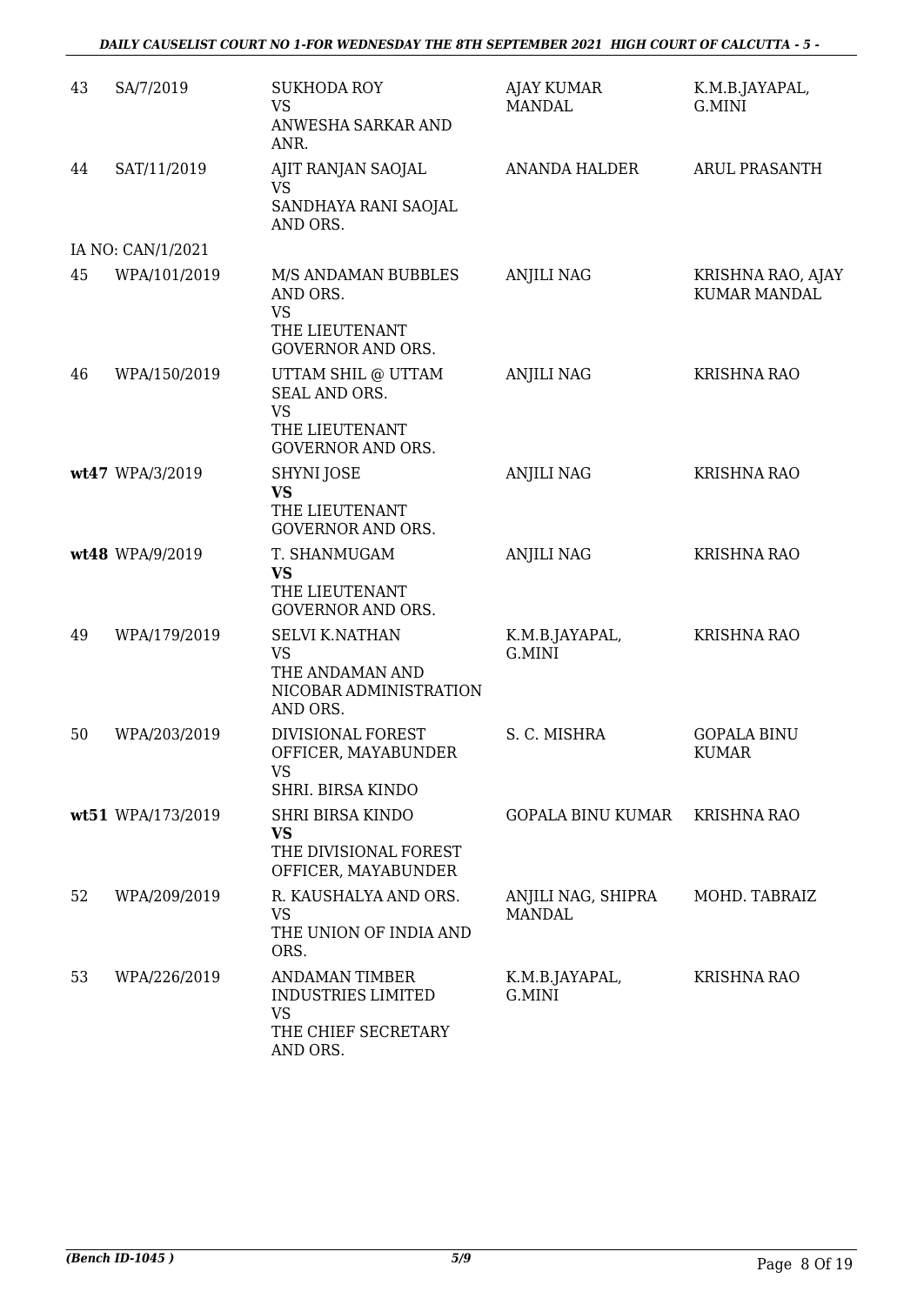| | | | | |
|---|---|---|---|---|
| 43 | SA/7/2019 | SUKHODA ROY<br>VS<br>ANWESHA SARKAR AND ANR. | AJAY KUMAR MANDAL | K.M.B.JAYAPAL, G.MINI |
| 44 | SAT/11/2019 | AJIT RANJAN SAOJAL<br>VS<br>SANDHAYA RANI SAOJAL AND ORS. | ANANDA HALDER | ARUL PRASANTH |
| | IA NO: CAN/1/2021 | | | |
| 45 | WPA/101/2019 | M/S ANDAMAN BUBBLES AND ORS.<br>VS<br>THE LIEUTENANT GOVERNOR AND ORS. | ANJILI NAG | KRISHNA RAO, AJAY KUMAR MANDAL |
| 46 | WPA/150/2019 | UTTAM SHIL @ UTTAM SEAL AND ORS.<br>VS<br>THE LIEUTENANT GOVERNOR AND ORS. | ANJILI NAG | KRISHNA RAO |
| **wt47** | WPA/3/2019 | SHYNI JOSE<br>**VS**<br>THE LIEUTENANT GOVERNOR AND ORS. | ANJILI NAG | KRISHNA RAO |
| **wt48** | WPA/9/2019 | T. SHANMUGAM<br>**VS**<br>THE LIEUTENANT GOVERNOR AND ORS. | ANJILI NAG | KRISHNA RAO |
| 49 | WPA/179/2019 | SELVI K.NATHAN<br>VS<br>THE ANDAMAN AND NICOBAR ADMINISTRATION AND ORS. | K.M.B.JAYAPAL, G.MINI | KRISHNA RAO |
| 50 | WPA/203/2019 | DIVISIONAL FOREST OFFICER, MAYABUNDER<br>VS<br>SHRI. BIRSA KINDO | S. C. MISHRA | GOPALA BINU KUMAR |
| **wt51** | WPA/173/2019 | SHRI BIRSA KINDO<br>**VS**<br>THE DIVISIONAL FOREST OFFICER, MAYABUNDER | GOPALA BINU KUMAR | KRISHNA RAO |
| 52 | WPA/209/2019 | R. KAUSHALYA AND ORS.<br>VS<br>THE UNION OF INDIA AND ORS. | ANJILI NAG, SHIPRA MANDAL | MOHD. TABRAIZ |
| 53 | WPA/226/2019 | ANDAMAN TIMBER INDUSTRIES LIMITED<br>VS<br>THE CHIEF SECRETARY AND ORS. | K.M.B.JAYAPAL, G.MINI | KRISHNA RAO |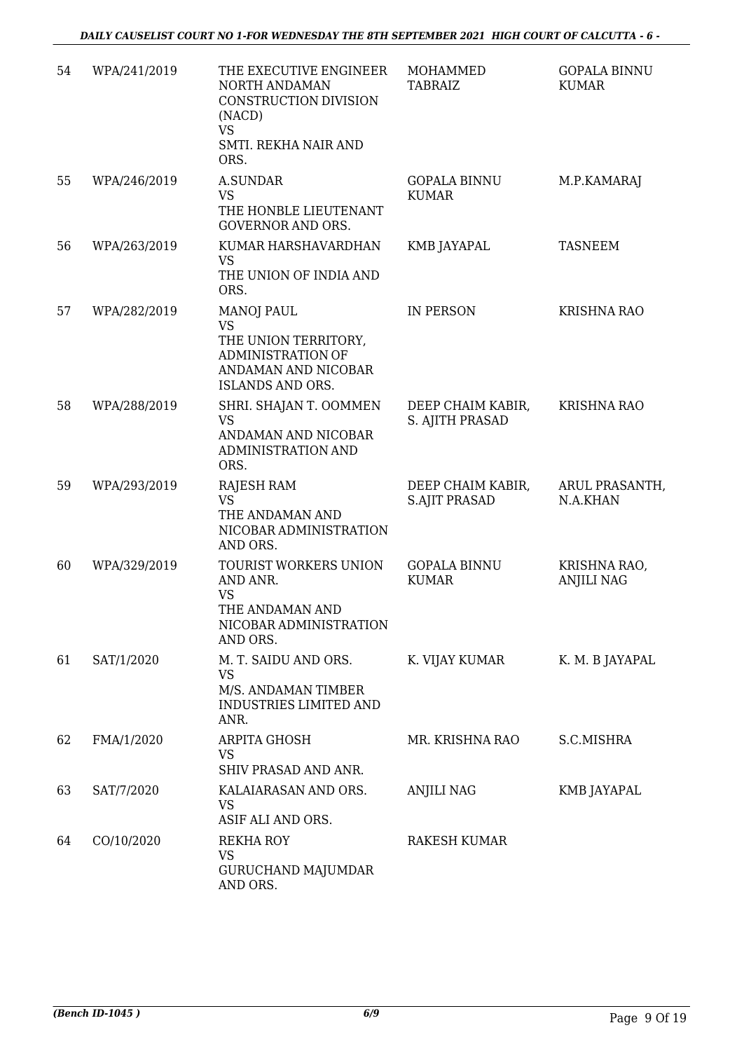| 54 | WPA/241/2019 | THE EXECUTIVE ENGINEER NORTH ANDAMAN CONSTRUCTION DIVISION (NACD)<br>VS<br>SMTI. REKHA NAIR AND ORS. | MOHAMMED TABRAIZ | GOPALA BINNU KUMAR |
|---|---|---|---|---|
| 55 | WPA/246/2019 | A.SUNDAR<br>VS<br>THE HONBLE LIEUTENANT GOVERNOR AND ORS. | GOPALA BINNU KUMAR | M.P.KAMARAJ |
| 56 | WPA/263/2019 | KUMAR HARSHAVARDHAN<br>VS<br>THE UNION OF INDIA AND ORS. | KMB JAYAPAL | TASNEEM |
| 57 | WPA/282/2019 | MANOJ PAUL<br>VS<br>THE UNION TERRITORY, ADMINISTRATION OF ANDAMAN AND NICOBAR ISLANDS AND ORS. | IN PERSON | KRISHNA RAO |
| 58 | WPA/288/2019 | SHRI. SHAJAN T. OOMMEN<br>VS<br>ANDAMAN AND NICOBAR ADMINISTRATION AND ORS. | DEEP CHAIM KABIR, S. AJITH PRASAD | KRISHNA RAO |
| 59 | WPA/293/2019 | RAJESH RAM<br>VS<br>THE ANDAMAN AND NICOBAR ADMINISTRATION AND ORS. | DEEP CHAIM KABIR, S.AJIT PRASAD | ARUL PRASANTH, N.A.KHAN |
| 60 | WPA/329/2019 | TOURIST WORKERS UNION AND ANR.<br>VS<br>THE ANDAMAN AND NICOBAR ADMINISTRATION AND ORS. | GOPALA BINNU KUMAR | KRISHNA RAO, ANJILI NAG |
| 61 | SAT/1/2020 | M. T. SAIDU AND ORS.<br>VS<br>M/S. ANDAMAN TIMBER INDUSTRIES LIMITED AND ANR. | K. VIJAY KUMAR | K. M. B JAYAPAL |
| 62 | FMA/1/2020 | ARPITA GHOSH<br>VS<br>SHIV PRASAD AND ANR. | MR. KRISHNA RAO | S.C.MISHRA |
| 63 | SAT/7/2020 | KALAIARASAN AND ORS.<br>VS<br>ASIF ALI AND ORS. | ANJILI NAG | KMB JAYAPAL |
| 64 | CO/10/2020 | REKHA ROY<br>VS<br>GURUCHAND MAJUMDAR AND ORS. | RAKESH KUMAR | |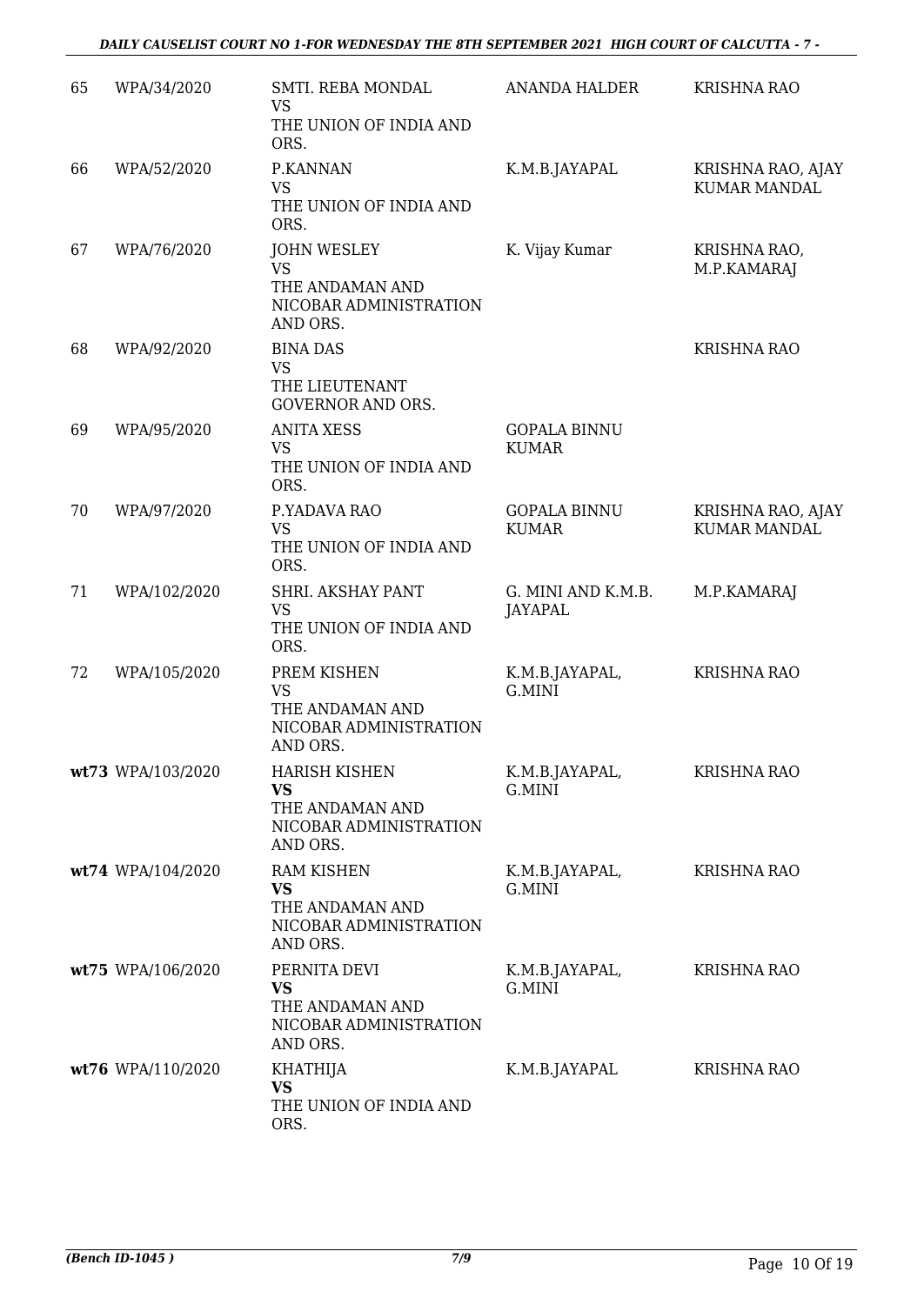| | | | | |
|---|---|---|---|---|
| 65 | WPA/34/2020 | SMTI. REBA MONDAL<br>VS<br>THE UNION OF INDIA AND ORS. | ANANDA HALDER | KRISHNA RAO |
| 66 | WPA/52/2020 | P.KANNAN<br>VS<br>THE UNION OF INDIA AND ORS. | K.M.B.JAYAPAL | KRISHNA RAO, AJAY KUMAR MANDAL |
| 67 | WPA/76/2020 | JOHN WESLEY<br>VS<br>THE ANDAMAN AND NICOBAR ADMINISTRATION AND ORS. | K. Vijay Kumar | KRISHNA RAO, M.P.KAMARAJ |
| 68 | WPA/92/2020 | BINA DAS<br>VS<br>THE LIEUTENANT GOVERNOR AND ORS. | | KRISHNA RAO |
| 69 | WPA/95/2020 | ANITA XESS<br>VS<br>THE UNION OF INDIA AND ORS. | GOPALA BINNU KUMAR | |
| 70 | WPA/97/2020 | P.YADAVA RAO<br>VS<br>THE UNION OF INDIA AND ORS. | GOPALA BINNU KUMAR | KRISHNA RAO, AJAY KUMAR MANDAL |
| 71 | WPA/102/2020 | SHRI. AKSHAY PANT<br>VS<br>THE UNION OF INDIA AND ORS. | G. MINI AND K.M.B. JAYAPAL | M.P.KAMARAJ |
| 72 | WPA/105/2020 | PREM KISHEN<br>VS<br>THE ANDAMAN AND NICOBAR ADMINISTRATION AND ORS. | K.M.B.JAYAPAL, G.MINI | KRISHNA RAO |
| **wt73** | WPA/103/2020 | HARISH KISHEN<br>**VS**<br>THE ANDAMAN AND NICOBAR ADMINISTRATION AND ORS. | K.M.B.JAYAPAL, G.MINI | KRISHNA RAO |
| **wt74** | WPA/104/2020 | RAM KISHEN<br>**VS**<br>THE ANDAMAN AND NICOBAR ADMINISTRATION AND ORS. | K.M.B.JAYAPAL, G.MINI | KRISHNA RAO |
| **wt75** | WPA/106/2020 | PERNITA DEVI<br>**VS**<br>THE ANDAMAN AND NICOBAR ADMINISTRATION AND ORS. | K.M.B.JAYAPAL, G.MINI | KRISHNA RAO |
| **wt76** | WPA/110/2020 | KHATHIJA<br>**VS**<br>THE UNION OF INDIA AND ORS. | K.M.B.JAYAPAL | KRISHNA RAO |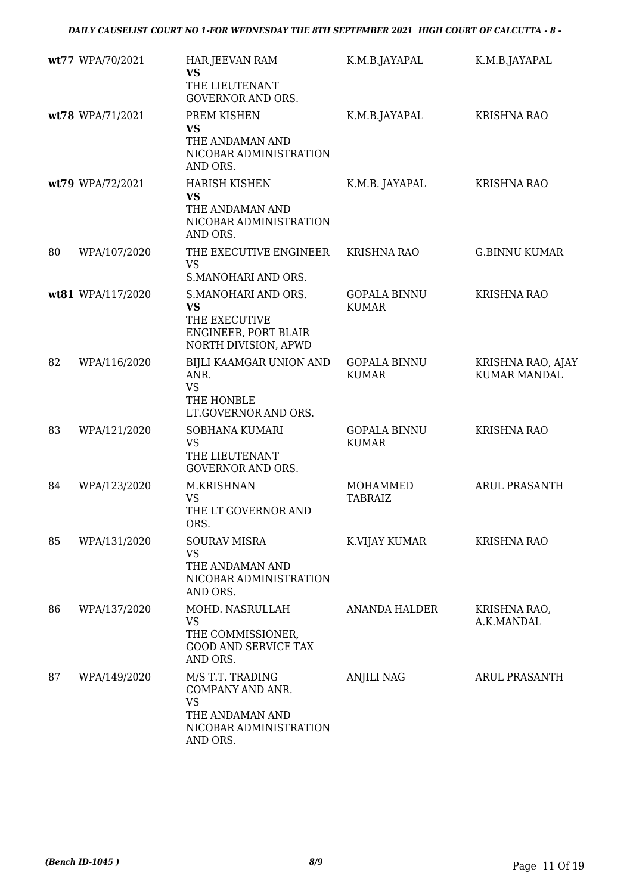| | | | | |
|---|---|---|---|---|
| **wt77** | WPA/70/2021 | HAR JEEVAN RAM<br>**VS**<br>THE LIEUTENANT GOVERNOR AND ORS. | K.M.B.JAYAPAL | K.M.B.JAYAPAL |
| **wt78** | WPA/71/2021 | PREM KISHEN<br>**VS**<br>THE ANDAMAN AND NICOBAR ADMINISTRATION AND ORS. | K.M.B.JAYAPAL | KRISHNA RAO |
| **wt79** | WPA/72/2021 | HARISH KISHEN<br>**VS**<br>THE ANDAMAN AND NICOBAR ADMINISTRATION AND ORS. | K.M.B. JAYAPAL | KRISHNA RAO |
| 80 | WPA/107/2020 | THE EXECUTIVE ENGINEER<br>VS<br>S.MANOHARI AND ORS. | KRISHNA RAO | G.BINNU KUMAR |
| **wt81** | WPA/117/2020 | S.MANOHARI AND ORS.<br>**VS**<br>THE EXECUTIVE ENGINEER, PORT BLAIR NORTH DIVISION, APWD | GOPALA BINNU KUMAR | KRISHNA RAO |
| 82 | WPA/116/2020 | BIJLI KAAMGAR UNION AND ANR.<br>VS<br>THE HONBLE LT.GOVERNOR AND ORS. | GOPALA BINNU KUMAR | KRISHNA RAO, AJAY KUMAR MANDAL |
| 83 | WPA/121/2020 | SOBHANA KUMARI<br>VS<br>THE LIEUTENANT GOVERNOR AND ORS. | GOPALA BINNU KUMAR | KRISHNA RAO |
| 84 | WPA/123/2020 | M.KRISHNAN<br>VS<br>THE LT GOVERNOR AND ORS. | MOHAMMED TABRAIZ | ARUL PRASANTH |
| 85 | WPA/131/2020 | SOURAV MISRA<br>VS<br>THE ANDAMAN AND NICOBAR ADMINISTRATION AND ORS. | K.VIJAY KUMAR | KRISHNA RAO |
| 86 | WPA/137/2020 | MOHD. NASRULLAH<br>VS<br>THE COMMISSIONER, GOOD AND SERVICE TAX AND ORS. | ANANDA HALDER | KRISHNA RAO, A.K.MANDAL |
| 87 | WPA/149/2020 | M/S T.T. TRADING COMPANY AND ANR.<br>VS<br>THE ANDAMAN AND NICOBAR ADMINISTRATION AND ORS. | ANJILI NAG | ARUL PRASANTH |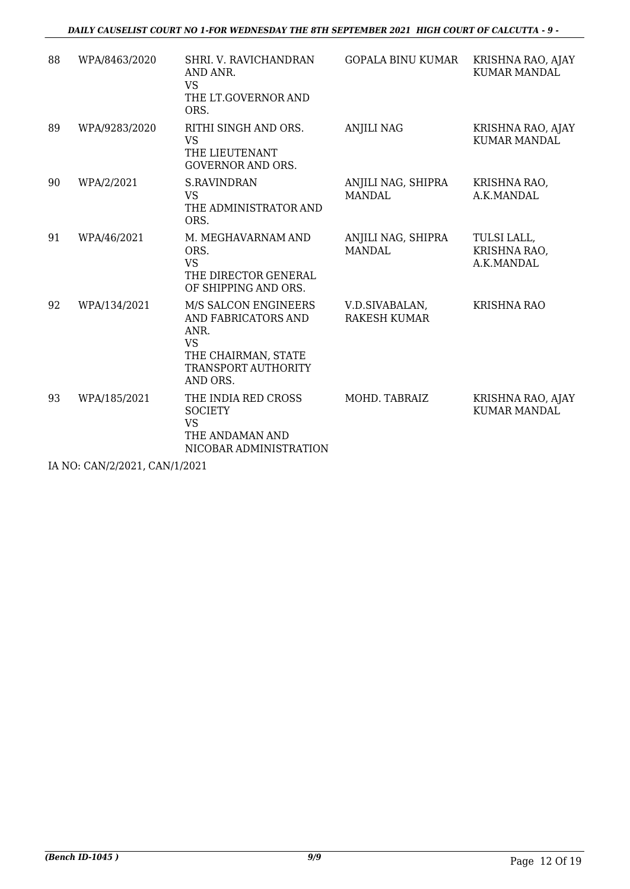| 88 | WPA/8463/2020 | SHRI. V. RAVICHANDRAN AND ANR.<br>VS<br>THE LT.GOVERNOR AND ORS. | GOPALA BINU KUMAR | KRISHNA RAO, AJAY KUMAR MANDAL |
|---|---|---|---|---|
| 89 | WPA/9283/2020 | RITHI SINGH AND ORS.<br>VS<br>THE LIEUTENANT GOVERNOR AND ORS. | ANJILI NAG | KRISHNA RAO, AJAY KUMAR MANDAL |
| 90 | WPA/2/2021 | S.RAVINDRAN<br>VS<br>THE ADMINISTRATOR AND ORS. | ANJILI NAG, SHIPRA MANDAL | KRISHNA RAO, A.K.MANDAL |
| 91 | WPA/46/2021 | M. MEGHAVARNAM AND ORS.<br>VS<br>THE DIRECTOR GENERAL OF SHIPPING AND ORS. | ANJILI NAG, SHIPRA MANDAL | TULSI LALL, KRISHNA RAO, A.K.MANDAL |
| 92 | WPA/134/2021 | M/S SALCON ENGINEERS AND FABRICATORS AND ANR.<br>VS<br>THE CHAIRMAN, STATE TRANSPORT AUTHORITY AND ORS. | V.D.SIVABALAN, RAKESH KUMAR | KRISHNA RAO |
| 93 | WPA/185/2021 | THE INDIA RED CROSS SOCIETY<br>VS<br>THE ANDAMAN AND NICOBAR ADMINISTRATION | MOHD. TABRAIZ | KRISHNA RAO, AJAY KUMAR MANDAL |

IA NO: CAN/2/2021, CAN/1/2021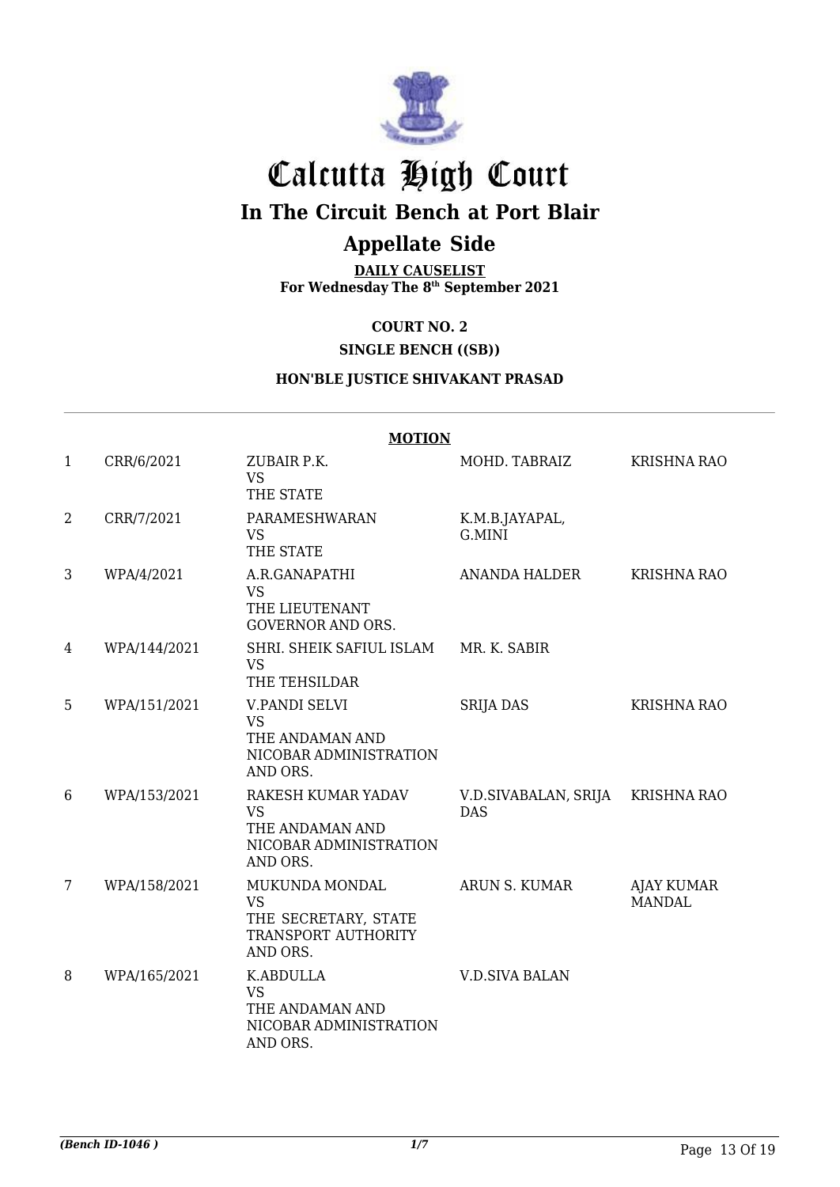# Calcutta High Court

## In The Circuit Bench at Port Blair

## Appellate Side

**DAILY CAUSELIST**
**For Wednesday The 8th September 2021**

**COURT NO. 2**

**SINGLE BENCH ((SB))**

**HON'BLE JUSTICE SHIVAKANT PRASAD**

**MOTION**

| | | | | |
|---|---|---|---|---|
| 1 | CRR/6/2021 | ZUBAIR P.K.<br>VS<br>THE STATE | MOHD. TABRAIZ | KRISHNA RAO |
| 2 | CRR/7/2021 | PARAMESHWARAN<br>VS<br>THE STATE | K.M.B.JAYAPAL,<br>G.MINI | |
| 3 | WPA/4/2021 | A.R.GANAPATHI<br>VS<br>THE LIEUTENANT GOVERNOR AND ORS. | ANANDA HALDER | KRISHNA RAO |
| 4 | WPA/144/2021 | SHRI. SHEIK SAFIUL ISLAM<br>VS<br>THE TEHSILDAR | MR. K. SABIR | |
| 5 | WPA/151/2021 | V.PANDI SELVI<br>VS<br>THE ANDAMAN AND NICOBAR ADMINISTRATION AND ORS. | SRIJA DAS | KRISHNA RAO |
| 6 | WPA/153/2021 | RAKESH KUMAR YADAV<br>VS<br>THE ANDAMAN AND NICOBAR ADMINISTRATION AND ORS. | V.D.SIVABALAN, SRIJA DAS | KRISHNA RAO |
| 7 | WPA/158/2021 | MUKUNDA MONDAL<br>VS<br>THE SECRETARY, STATE TRANSPORT AUTHORITY AND ORS. | ARUN S. KUMAR | AJAY KUMAR MANDAL |
| 8 | WPA/165/2021 | K.ABDULLA<br>VS<br>THE ANDAMAN AND NICOBAR ADMINISTRATION AND ORS. | V.D.SIVA BALAN | |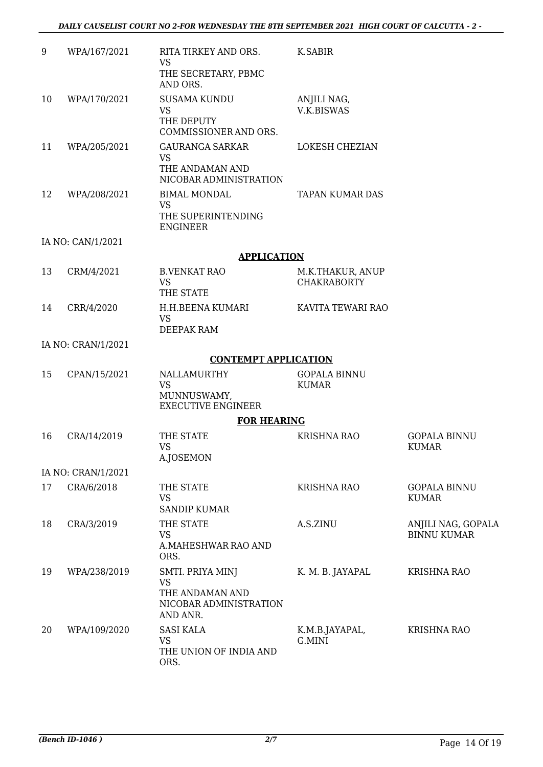| | | | | |
|---|---|---|---|---|
| 9 | WPA/167/2021 | RITA TIRKEY AND ORS. VS THE SECRETARY, PBMC AND ORS. | K.SABIR | |
| 10 | WPA/170/2021 | SUSAMA KUNDU VS THE DEPUTY COMMISSIONER AND ORS. | ANJILI NAG, V.K.BISWAS | |
| 11 | WPA/205/2021 | GAURANGA SARKAR VS THE ANDAMAN AND NICOBAR ADMINISTRATION | LOKESH CHEZIAN | |
| 12 | WPA/208/2021 | BIMAL MONDAL VS THE SUPERINTENDING ENGINEER | TAPAN KUMAR DAS | |

IA NO: CAN/1/2021

**APPLICATION**

| | | | | |
|---|---|---|---|---|
| 13 | CRM/4/2021 | B.VENKAT RAO VS THE STATE | M.K.THAKUR, ANUP CHAKRABORTY | |
| 14 | CRR/4/2020 | H.H.BEENA KUMARI VS DEEPAK RAM | KAVITA TEWARI RAO | |

IA NO: CRAN/1/2021

**CONTEMPT APPLICATION**

| | | | | |
|---|---|---|---|---|
| 15 | CPAN/15/2021 | NALLAMURTHY VS MUNNUSWAMY, EXECUTIVE ENGINEER | GOPALA BINNU KUMAR | |

**FOR HEARING**

| | | | | |
|---|---|---|---|---|
| 16 | CRA/14/2019 | THE STATE VS A.JOSEMON | KRISHNA RAO | GOPALA BINNU KUMAR |

IA NO: CRAN/1/2021

| | | | | |
|---|---|---|---|---|
| 17 | CRA/6/2018 | THE STATE VS SANDIP KUMAR | KRISHNA RAO | GOPALA BINNU KUMAR |
| 18 | CRA/3/2019 | THE STATE VS A.MAHESHWAR RAO AND ORS. | A.S.ZINU | ANJILI NAG, GOPALA BINNU KUMAR |
| 19 | WPA/238/2019 | SMTI. PRIYA MINJ VS THE ANDAMAN AND NICOBAR ADMINISTRATION AND ANR. | K. M. B. JAYAPAL | KRISHNA RAO |
| 20 | WPA/109/2020 | SASI KALA VS THE UNION OF INDIA AND ORS. | K.M.B.JAYAPAL, G.MINI | KRISHNA RAO |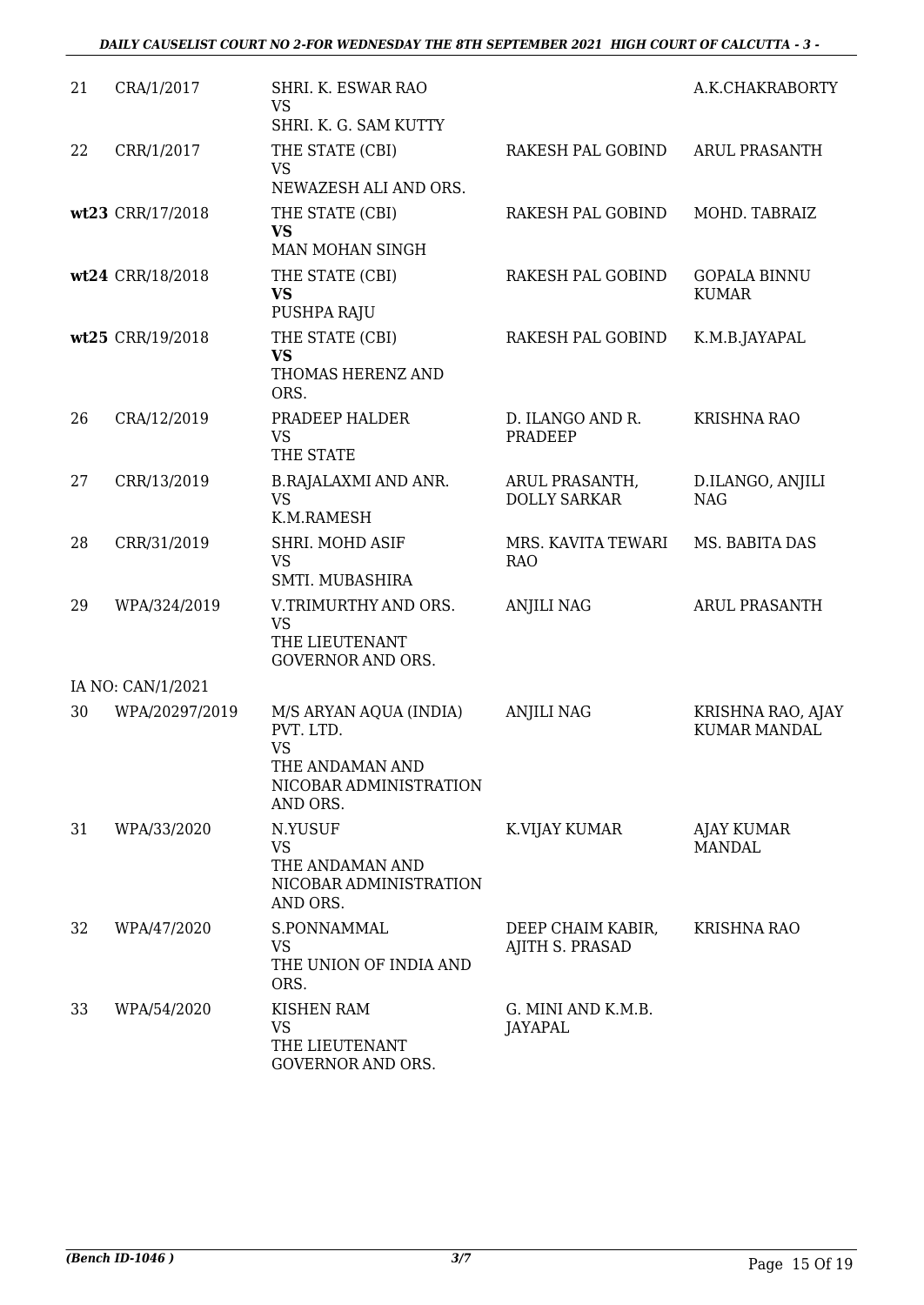| | | | | |
|---|---|---|---|---|
| 21 | CRA/1/2017 | SHRI. K. ESWAR RAO<br>VS<br>SHRI. K. G. SAM KUTTY | | A.K.CHAKRABORTY |
| 22 | CRR/1/2017 | THE STATE (CBI)<br>VS<br>NEWAZESH ALI AND ORS. | RAKESH PAL GOBIND | ARUL PRASANTH |
| **wt23** | CRR/17/2018 | THE STATE (CBI)<br>**VS**<br>MAN MOHAN SINGH | RAKESH PAL GOBIND | MOHD. TABRAIZ |
| **wt24** | CRR/18/2018 | THE STATE (CBI)<br>**VS**<br>PUSHPA RAJU | RAKESH PAL GOBIND | GOPALA BINNU KUMAR |
| **wt25** | CRR/19/2018 | THE STATE (CBI)<br>**VS**<br>THOMAS HERENZ AND ORS. | RAKESH PAL GOBIND | K.M.B.JAYAPAL |
| 26 | CRA/12/2019 | PRADEEP HALDER<br>VS<br>THE STATE | D. ILANGO AND R. PRADEEP | KRISHNA RAO |
| 27 | CRR/13/2019 | B.RAJALAXMI AND ANR.<br>VS<br>K.M.RAMESH | ARUL PRASANTH, DOLLY SARKAR | D.ILANGO, ANJILI NAG |
| 28 | CRR/31/2019 | SHRI. MOHD ASIF<br>VS<br>SMTI. MUBASHIRA | MRS. KAVITA TEWARI RAO | MS. BABITA DAS |
| 29 | WPA/324/2019 | V.TRIMURTHY AND ORS.<br>VS<br>THE LIEUTENANT GOVERNOR AND ORS. | ANJILI NAG | ARUL PRASANTH |
| | IA NO: CAN/1/2021 | | | |
| 30 | WPA/20297/2019 | M/S ARYAN AQUA (INDIA) PVT. LTD.<br>VS<br>THE ANDAMAN AND NICOBAR ADMINISTRATION AND ORS. | ANJILI NAG | KRISHNA RAO, AJAY KUMAR MANDAL |
| 31 | WPA/33/2020 | N.YUSUF<br>VS<br>THE ANDAMAN AND NICOBAR ADMINISTRATION AND ORS. | K.VIJAY KUMAR | AJAY KUMAR MANDAL |
| 32 | WPA/47/2020 | S.PONNAMMAL<br>VS<br>THE UNION OF INDIA AND ORS. | DEEP CHAIM KABIR, AJITH S. PRASAD | KRISHNA RAO |
| 33 | WPA/54/2020 | KISHEN RAM<br>VS<br>THE LIEUTENANT GOVERNOR AND ORS. | G. MINI AND K.M.B. JAYAPAL | |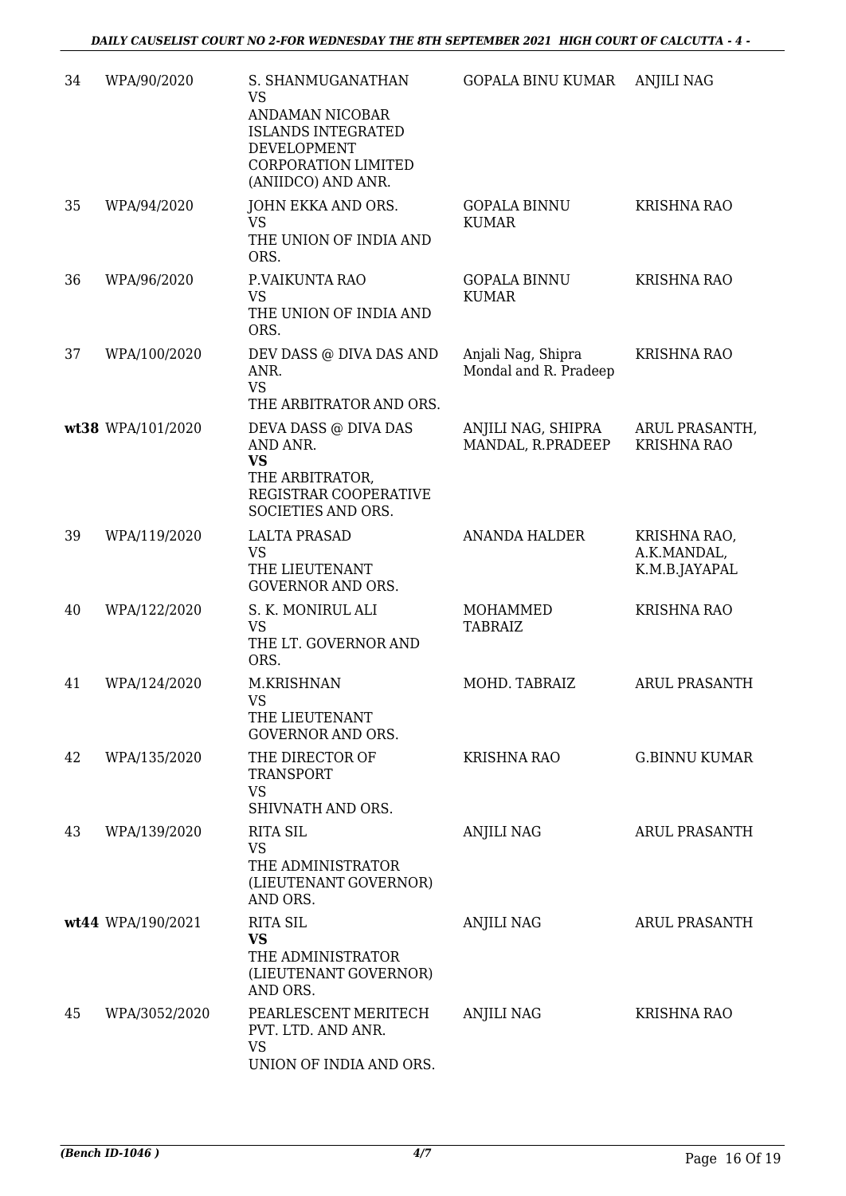| | | | | |
|---|---|---|---|---|
| 34 | WPA/90/2020 | S. SHANMUGANATHAN<br>VS<br>ANDAMAN NICOBAR ISLANDS INTEGRATED DEVELOPMENT CORPORATION LIMITED (ANIIDCO) AND ANR. | GOPALA BINU KUMAR | ANJILI NAG |
| 35 | WPA/94/2020 | JOHN EKKA AND ORS.<br>VS<br>THE UNION OF INDIA AND ORS. | GOPALA BINNU KUMAR | KRISHNA RAO |
| 36 | WPA/96/2020 | P.VAIKUNTA RAO<br>VS<br>THE UNION OF INDIA AND ORS. | GOPALA BINNU KUMAR | KRISHNA RAO |
| 37 | WPA/100/2020 | DEV DASS @ DIVA DAS AND ANR.<br>VS<br>THE ARBITRATOR AND ORS. | Anjali Nag, Shipra Mondal and R. Pradeep | KRISHNA RAO |
| **wt38** | WPA/101/2020 | DEVA DASS @ DIVA DAS AND ANR.<br>**VS**<br>THE ARBITRATOR, REGISTRAR COOPERATIVE SOCIETIES AND ORS. | ANJILI NAG, SHIPRA MANDAL, R.PRADEEP | ARUL PRASANTH, KRISHNA RAO |
| 39 | WPA/119/2020 | LALTA PRASAD<br>VS<br>THE LIEUTENANT GOVERNOR AND ORS. | ANANDA HALDER | KRISHNA RAO, A.K.MANDAL, K.M.B.JAYAPAL |
| 40 | WPA/122/2020 | S. K. MONIRUL ALI<br>VS<br>THE LT. GOVERNOR AND ORS. | MOHAMMED TABRAIZ | KRISHNA RAO |
| 41 | WPA/124/2020 | M.KRISHNAN<br>VS<br>THE LIEUTENANT GOVERNOR AND ORS. | MOHD. TABRAIZ | ARUL PRASANTH |
| 42 | WPA/135/2020 | THE DIRECTOR OF TRANSPORT<br>VS<br>SHIVNATH AND ORS. | KRISHNA RAO | G.BINNU KUMAR |
| 43 | WPA/139/2020 | RITA SIL<br>VS<br>THE ADMINISTRATOR (LIEUTENANT GOVERNOR) AND ORS. | ANJILI NAG | ARUL PRASANTH |
| **wt44** | WPA/190/2021 | RITA SIL<br>**VS**<br>THE ADMINISTRATOR (LIEUTENANT GOVERNOR) AND ORS. | ANJILI NAG | ARUL PRASANTH |
| 45 | WPA/3052/2020 | PEARLESCENT MERITECH PVT. LTD. AND ANR.<br>VS<br>UNION OF INDIA AND ORS. | ANJILI NAG | KRISHNA RAO |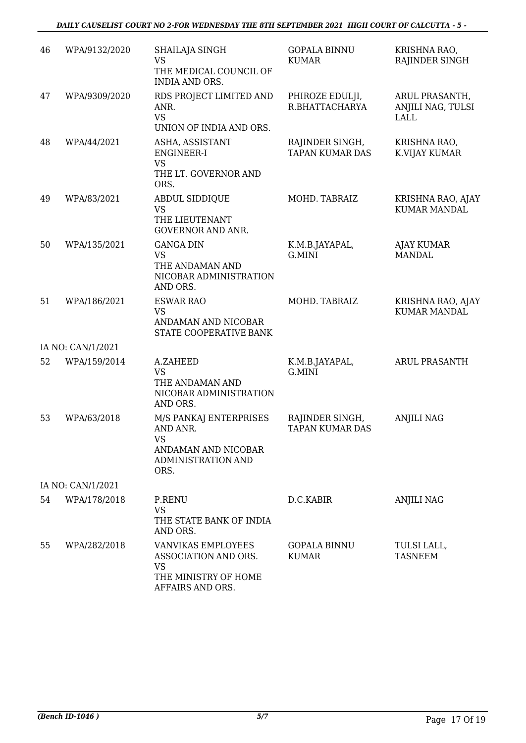| | | | | |
|---|---|---|---|---|
| 46 | WPA/9132/2020 | SHAILAJA SINGH<br>VS<br>THE MEDICAL COUNCIL OF INDIA AND ORS. | GOPALA BINNU KUMAR | KRISHNA RAO, RAJINDER SINGH |
| 47 | WPA/9309/2020 | RDS PROJECT LIMITED AND ANR.<br>VS<br>UNION OF INDIA AND ORS. | PHIROZE EDULJI, R.BHATTACHARYA | ARUL PRASANTH, ANJILI NAG, TULSI LALL |
| 48 | WPA/44/2021 | ASHA, ASSISTANT ENGINEER-I<br>VS<br>THE LT. GOVERNOR AND ORS. | RAJINDER SINGH, TAPAN KUMAR DAS | KRISHNA RAO, K.VIJAY KUMAR |
| 49 | WPA/83/2021 | ABDUL SIDDIQUE<br>VS<br>THE LIEUTENANT GOVERNOR AND ANR. | MOHD. TABRAIZ | KRISHNA RAO, AJAY KUMAR MANDAL |
| 50 | WPA/135/2021 | GANGA DIN<br>VS<br>THE ANDAMAN AND NICOBAR ADMINISTRATION AND ORS. | K.M.B.JAYAPAL, G.MINI | AJAY KUMAR MANDAL |
| 51 | WPA/186/2021 | ESWAR RAO<br>VS<br>ANDAMAN AND NICOBAR STATE COOPERATIVE BANK | MOHD. TABRAIZ | KRISHNA RAO, AJAY KUMAR MANDAL |
| | IA NO: CAN/1/2021 | | | |
| 52 | WPA/159/2014 | A.ZAHEED<br>VS<br>THE ANDAMAN AND NICOBAR ADMINISTRATION AND ORS. | K.M.B.JAYAPAL, G.MINI | ARUL PRASANTH |
| 53 | WPA/63/2018 | M/S PANKAJ ENTERPRISES AND ANR.<br>VS<br>ANDAMAN AND NICOBAR ADMINISTRATION AND ORS. | RAJINDER SINGH, TAPAN KUMAR DAS | ANJILI NAG |
| | IA NO: CAN/1/2021 | | | |
| 54 | WPA/178/2018 | P.RENU<br>VS<br>THE STATE BANK OF INDIA AND ORS. | D.C.KABIR | ANJILI NAG |
| 55 | WPA/282/2018 | VANVIKAS EMPLOYEES ASSOCIATION AND ORS.<br>VS<br>THE MINISTRY OF HOME AFFAIRS AND ORS. | GOPALA BINNU KUMAR | TULSI LALL, TASNEEM |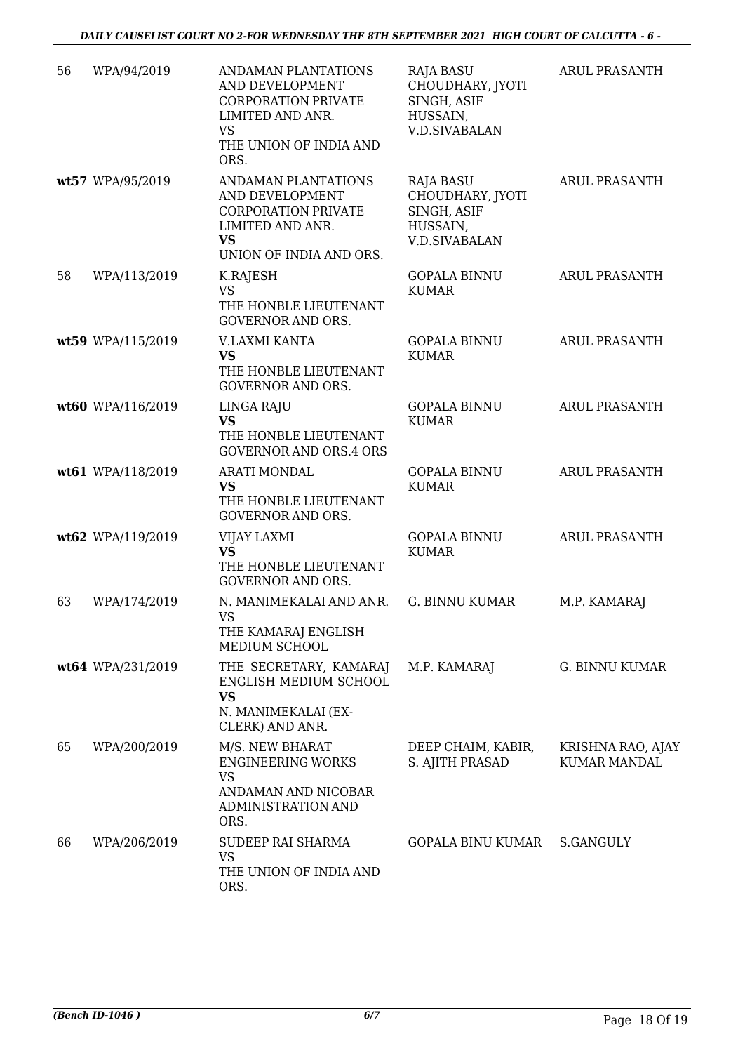| | | | | |
|---|---|---|---|---|
| 56 | WPA/94/2019 | ANDAMAN PLANTATIONS AND DEVELOPMENT CORPORATION PRIVATE LIMITED AND ANR.<br>VS<br>THE UNION OF INDIA AND ORS. | RAJA BASU CHOUDHARY, JYOTI SINGH, ASIF HUSSAIN, V.D.SIVABALAN | ARUL PRASANTH |
| **wt57** | WPA/95/2019 | ANDAMAN PLANTATIONS AND DEVELOPMENT CORPORATION PRIVATE LIMITED AND ANR.<br>**VS**<br>UNION OF INDIA AND ORS. | RAJA BASU CHOUDHARY, JYOTI SINGH, ASIF HUSSAIN, V.D.SIVABALAN | ARUL PRASANTH |
| 58 | WPA/113/2019 | K.RAJESH<br>VS<br>THE HONBLE LIEUTENANT GOVERNOR AND ORS. | GOPALA BINNU KUMAR | ARUL PRASANTH |
| **wt59** | WPA/115/2019 | V.LAXMI KANTA<br>**VS**<br>THE HONBLE LIEUTENANT GOVERNOR AND ORS. | GOPALA BINNU KUMAR | ARUL PRASANTH |
| **wt60** | WPA/116/2019 | LINGA RAJU<br>**VS**<br>THE HONBLE LIEUTENANT GOVERNOR AND ORS.4 ORS | GOPALA BINNU KUMAR | ARUL PRASANTH |
| **wt61** | WPA/118/2019 | ARATI MONDAL<br>**VS**<br>THE HONBLE LIEUTENANT GOVERNOR AND ORS. | GOPALA BINNU KUMAR | ARUL PRASANTH |
| **wt62** | WPA/119/2019 | VIJAY LAXMI<br>**VS**<br>THE HONBLE LIEUTENANT GOVERNOR AND ORS. | GOPALA BINNU KUMAR | ARUL PRASANTH |
| 63 | WPA/174/2019 | N. MANIMEKALAI AND ANR.<br>VS<br>THE KAMARAJ ENGLISH MEDIUM SCHOOL | G. BINNU KUMAR | M.P. KAMARAJ |
| **wt64** | WPA/231/2019 | THE SECRETARY, KAMARAJ ENGLISH MEDIUM SCHOOL<br>**VS**<br>N. MANIMEKALAI (EX-CLERK) AND ANR. | M.P. KAMARAJ | G. BINNU KUMAR |
| 65 | WPA/200/2019 | M/S. NEW BHARAT ENGINEERING WORKS<br>VS<br>ANDAMAN AND NICOBAR ADMINISTRATION AND ORS. | DEEP CHAIM, KABIR, S. AJITH PRASAD | KRISHNA RAO, AJAY KUMAR MANDAL |
| 66 | WPA/206/2019 | SUDEEP RAI SHARMA<br>VS<br>THE UNION OF INDIA AND ORS. | GOPALA BINU KUMAR | S.GANGULY |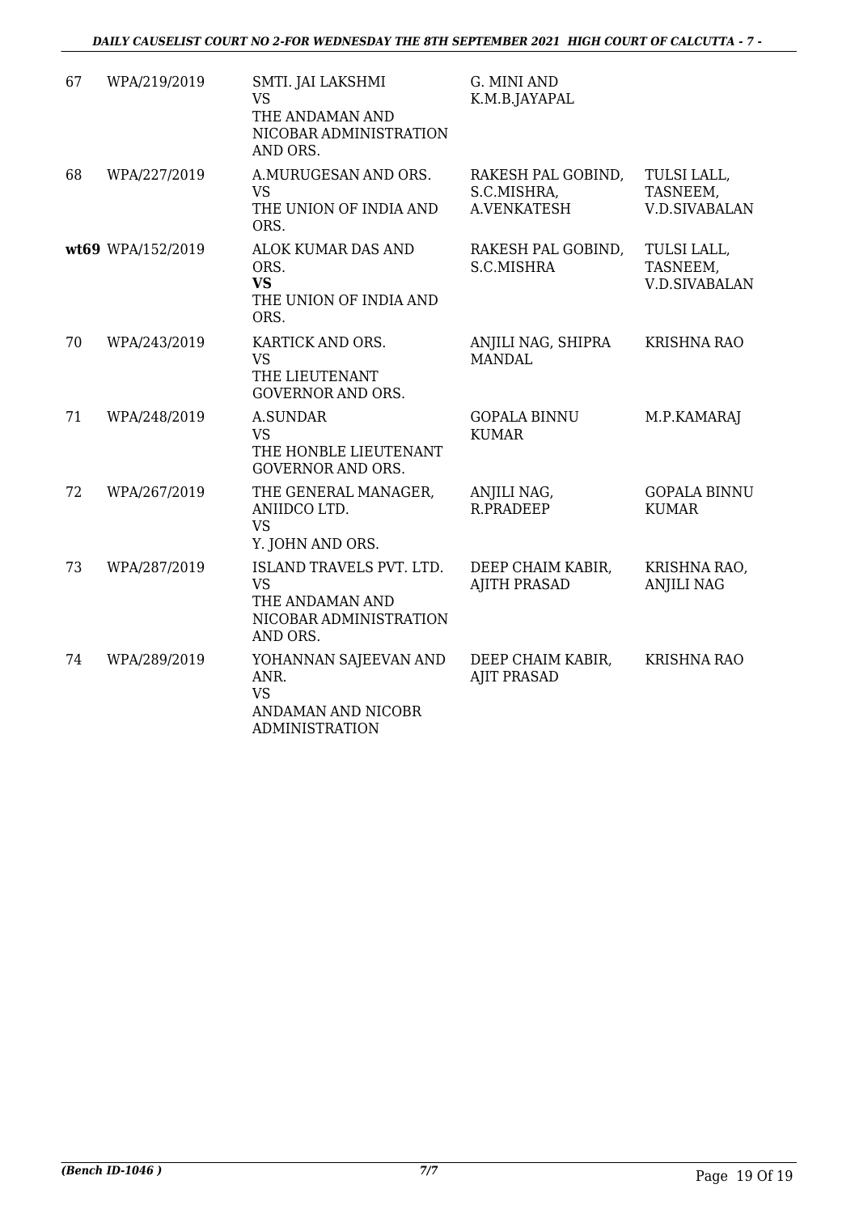| | | | | |
|---|---|---|---|---|
| 67 | WPA/219/2019 | SMTI. JAI LAKSHMI<br>VS<br>THE ANDAMAN AND NICOBAR ADMINISTRATION AND ORS. | G. MINI AND K.M.B.JAYAPAL | |
| 68 | WPA/227/2019 | A.MURUGESAN AND ORS.<br>VS<br>THE UNION OF INDIA AND ORS. | RAKESH PAL GOBIND, S.C.MISHRA, A.VENKATESH | TULSI LALL, TASNEEM, V.D.SIVABALAN |
| **wt69** | WPA/152/2019 | ALOK KUMAR DAS AND ORS.<br>**VS**<br>THE UNION OF INDIA AND ORS. | RAKESH PAL GOBIND, S.C.MISHRA | TULSI LALL, TASNEEM, V.D.SIVABALAN |
| 70 | WPA/243/2019 | KARTICK AND ORS.<br>VS<br>THE LIEUTENANT GOVERNOR AND ORS. | ANJILI NAG, SHIPRA MANDAL | KRISHNA RAO |
| 71 | WPA/248/2019 | A.SUNDAR<br>VS<br>THE HONBLE LIEUTENANT GOVERNOR AND ORS. | GOPALA BINNU KUMAR | M.P.KAMARAJ |
| 72 | WPA/267/2019 | THE GENERAL MANAGER, ANIIDCO LTD.<br>VS<br>Y. JOHN AND ORS. | ANJILI NAG, R.PRADEEP | GOPALA BINNU KUMAR |
| 73 | WPA/287/2019 | ISLAND TRAVELS PVT. LTD.<br>VS<br>THE ANDAMAN AND NICOBAR ADMINISTRATION AND ORS. | DEEP CHAIM KABIR, AJITH PRASAD | KRISHNA RAO, ANJILI NAG |
| 74 | WPA/289/2019 | YOHANNAN SAJEEVAN AND ANR.<br>VS<br>ANDAMAN AND NICOBR ADMINISTRATION | DEEP CHAIM KABIR, AJIT PRASAD | KRISHNA RAO |